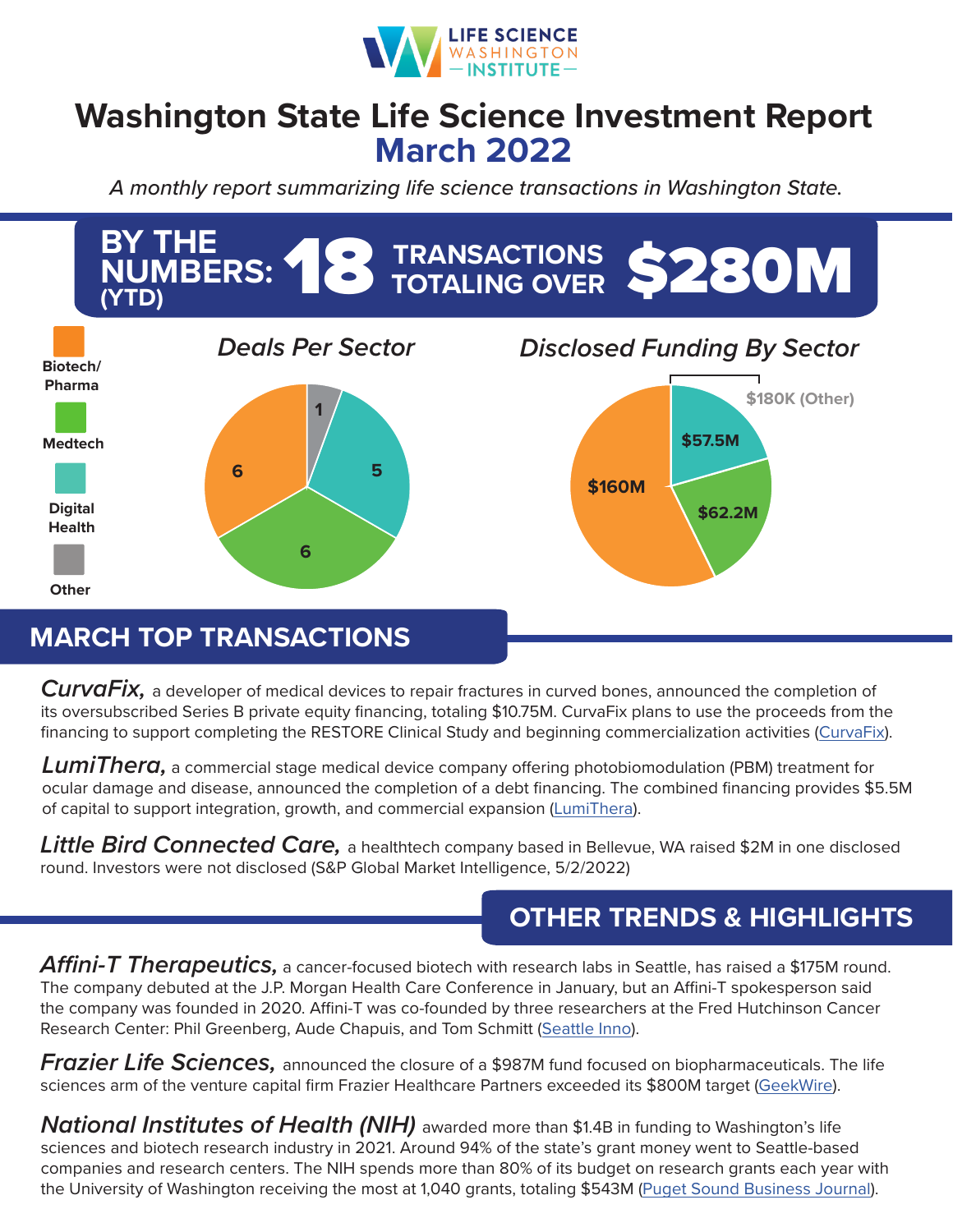LIFE SCIENCE WASHINGTON INSTITUTE

# Washington State Life Science Investment Report
## March 2022

*A monthly report summarizing life science transactions in Washington State.*

**BY THE NUMBERS: (YTD) 18 TRANSACTIONS TOTALING OVER $280M**

### *Deals Per Sector*

| Sector | Deals |
| --- | --- |
| Biotech/Pharma | 6 |
| Medtech | 6 |
| Digital Health | 5 |
| Other | 1 |

### *Disclosed Funding By Sector*

| Sector | Funding |
| --- | --- |
| Biotech/Pharma | $160M |
| Medtech | $62.2M |
| Digital Health | $57.5M |
| Other | $180K |

## MARCH TOP TRANSACTIONS

***CurvaFix,*** a developer of medical devices to repair fractures in curved bones, announced the completion of its oversubscribed Series B private equity financing, totaling $10.75M. CurvaFix plans to use the proceeds from the financing to support completing the RESTORE Clinical Study and beginning commercialization activities (CurvaFix).

***LumiThera,*** a commercial stage medical device company offering photobiomodulation (PBM) treatment for ocular damage and disease, announced the completion of a debt financing. The combined financing provides $5.5M of capital to support integration, growth, and commercial expansion (LumiThera).

***Little Bird Connected Care,*** a healthtech company based in Bellevue, WA raised $2M in one disclosed round. Investors were not disclosed (S&P Global Market Intelligence, 5/2/2022)

## OTHER TRENDS & HIGHLIGHTS

***Affini-T Therapeutics,*** a cancer-focused biotech with research labs in Seattle, has raised a $175M round. The company debuted at the J.P. Morgan Health Care Conference in January, but an Affini-T spokesperson said the company was founded in 2020. Affini-T was co-founded by three researchers at the Fred Hutchinson Cancer Research Center: Phil Greenberg, Aude Chapuis, and Tom Schmitt (Seattle Inno).

***Frazier Life Sciences,*** announced the closure of a $987M fund focused on biopharmaceuticals. The life sciences arm of the venture capital firm Frazier Healthcare Partners exceeded its $800M target (GeekWire).

***National Institutes of Health (NIH)*** awarded more than $1.4B in funding to Washington's life sciences and biotech research industry in 2021. Around 94% of the state's grant money went to Seattle-based companies and research centers. The NIH spends more than 80% of its budget on research grants each year with the University of Washington receiving the most at 1,040 grants, totaling $543M (Puget Sound Business Journal).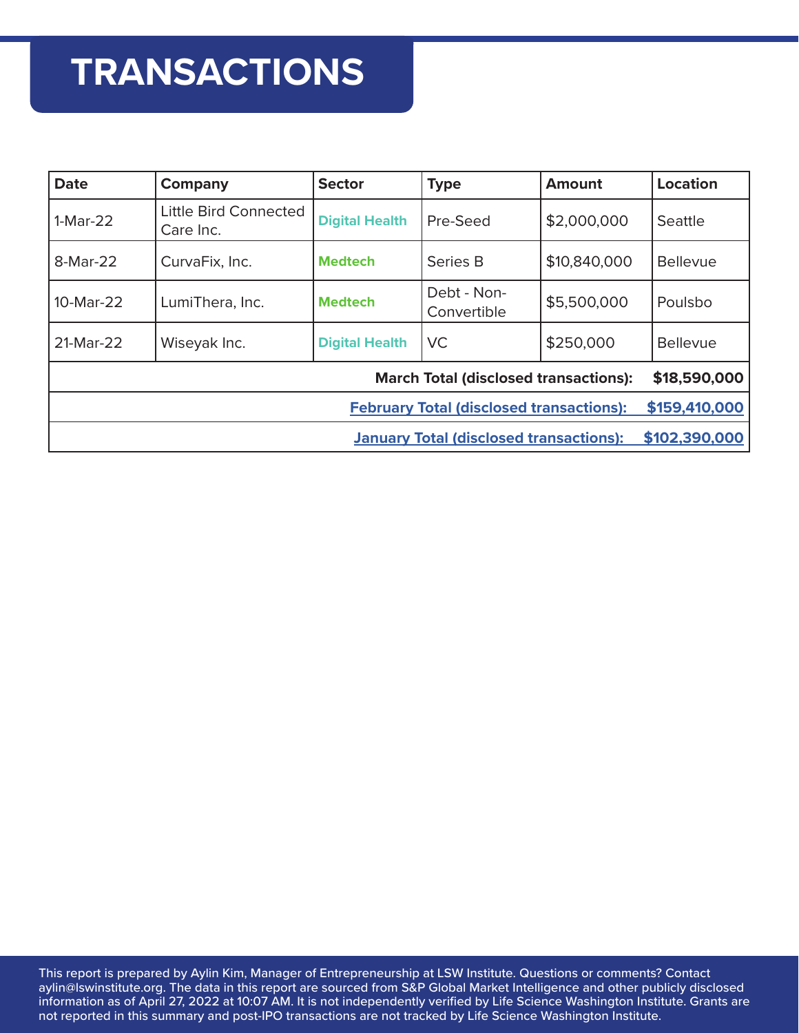# TRANSACTIONS

| Date | Company | Sector | Type | Amount | Location |
|---|---|---|---|---|---|
| 1-Mar-22 | Little Bird Connected Care Inc. | Digital Health | Pre-Seed | $2,000,000 | Seattle |
| 8-Mar-22 | CurvaFix, Inc. | Medtech | Series B | $10,840,000 | Bellevue |
| 10-Mar-22 | LumiThera, Inc. | Medtech | Debt - Non-Convertible | $5,500,000 | Poulsbo |
| 21-Mar-22 | Wiseyak Inc. | Digital Health | VC | $250,000 | Bellevue |
| | | | | **March Total (disclosed transactions):** | **$18,590,000** |
| | | | | **February Total (disclosed transactions):** | **$159,410,000** |
| | | | | **January Total (disclosed transactions):** | **$102,390,000** |

This report is prepared by Aylin Kim, Manager of Entrepreneurship at LSW Institute. Questions or comments? Contact aylin@lswinstitute.org. The data in this report are sourced from S&P Global Market Intelligence and other publicly disclosed information as of April 27, 2022 at 10:07 AM. It is not independently verified by Life Science Washington Institute. Grants are not reported in this summary and post-IPO transactions are not tracked by Life Science Washington Institute.